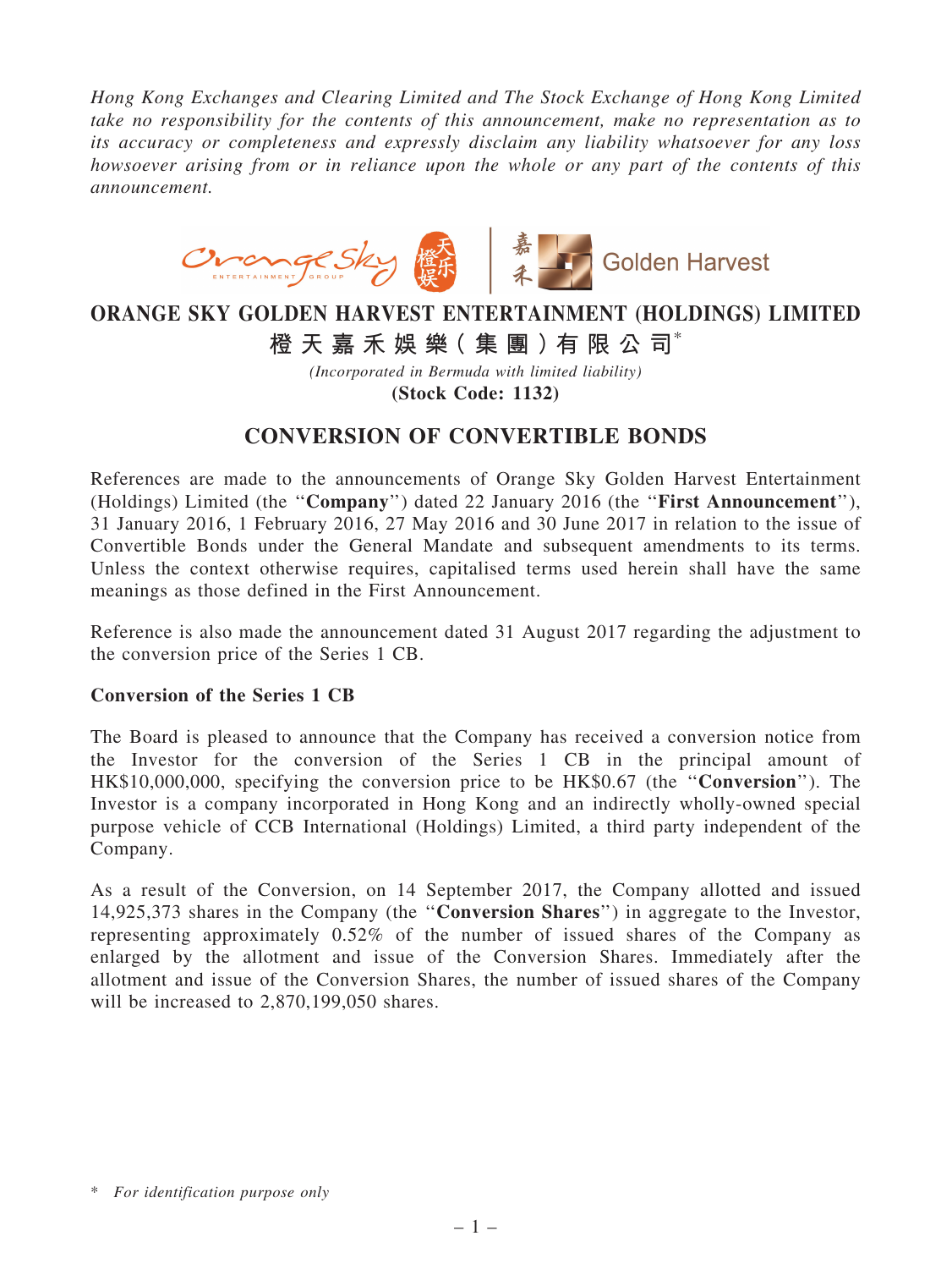*Hong Kong Exchanges and Clearing Limited and The Stock Exchange of Hong Kong Limited take no responsibility for the contents of this announcement, make no representation as to its accuracy or completeness and expressly disclaim any liability whatsoever for any loss howsoever arising from or in reliance upon the whole or any part of the contents of this announcement.*

# ORANGE SKY GOLDEN HARVEST ENTERTAINMENT (HOLDINGS) LIMITED

# 橙天嘉禾娛樂(集團)有限公司*

*(Incorporated in Bermuda with limited liability)*

**(Stock Code: 1132)**

## CONVERSION OF CONVERTIBLE BONDS

References are made to the announcements of Orange Sky Golden Harvest Entertainment (Holdings) Limited (the "**Company**") dated 22 January 2016 (the "**First Announcement**"), 31 January 2016, 1 February 2016, 27 May 2016 and 30 June 2017 in relation to the issue of Convertible Bonds under the General Mandate and subsequent amendments to its terms. Unless the context otherwise requires, capitalised terms used herein shall have the same meanings as those defined in the First Announcement.

Reference is also made the announcement dated 31 August 2017 regarding the adjustment to the conversion price of the Series 1 CB.

**Conversion of the Series 1 CB**

The Board is pleased to announce that the Company has received a conversion notice from the Investor for the conversion of the Series 1 CB in the principal amount of HK$10,000,000, specifying the conversion price to be HK$0.67 (the "**Conversion**"). The Investor is a company incorporated in Hong Kong and an indirectly wholly-owned special purpose vehicle of CCB International (Holdings) Limited, a third party independent of the Company.

As a result of the Conversion, on 14 September 2017, the Company allotted and issued 14,925,373 shares in the Company (the "**Conversion Shares**") in aggregate to the Investor, representing approximately 0.52% of the number of issued shares of the Company as enlarged by the allotment and issue of the Conversion Shares. Immediately after the allotment and issue of the Conversion Shares, the number of issued shares of the Company will be increased to 2,870,199,050 shares.

\* *For identification purpose only*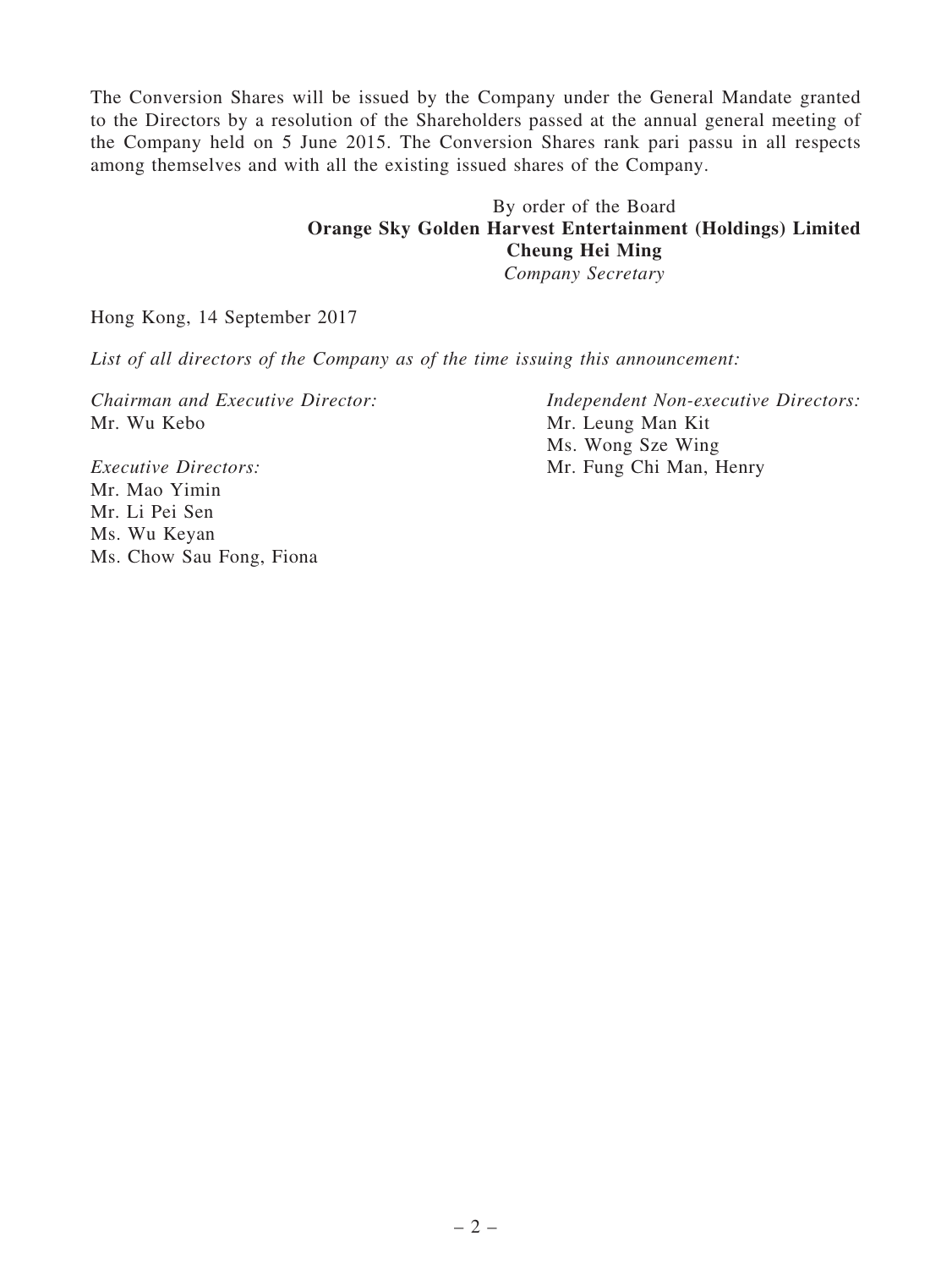The Conversion Shares will be issued by the Company under the General Mandate granted to the Directors by a resolution of the Shareholders passed at the annual general meeting of the Company held on 5 June 2015. The Conversion Shares rank pari passu in all respects among themselves and with all the existing issued shares of the Company.

By order of the Board
**Orange Sky Golden Harvest Entertainment (Holdings) Limited**
**Cheung Hei Ming**
*Company Secretary*

Hong Kong, 14 September 2017

*List of all directors of the Company as of the time issuing this announcement:*

*Chairman and Executive Director:*
Mr. Wu Kebo

*Executive Directors:*
Mr. Mao Yimin
Mr. Li Pei Sen
Ms. Wu Keyan
Ms. Chow Sau Fong, Fiona

*Independent Non-executive Directors:*
Mr. Leung Man Kit
Ms. Wong Sze Wing
Mr. Fung Chi Man, Henry